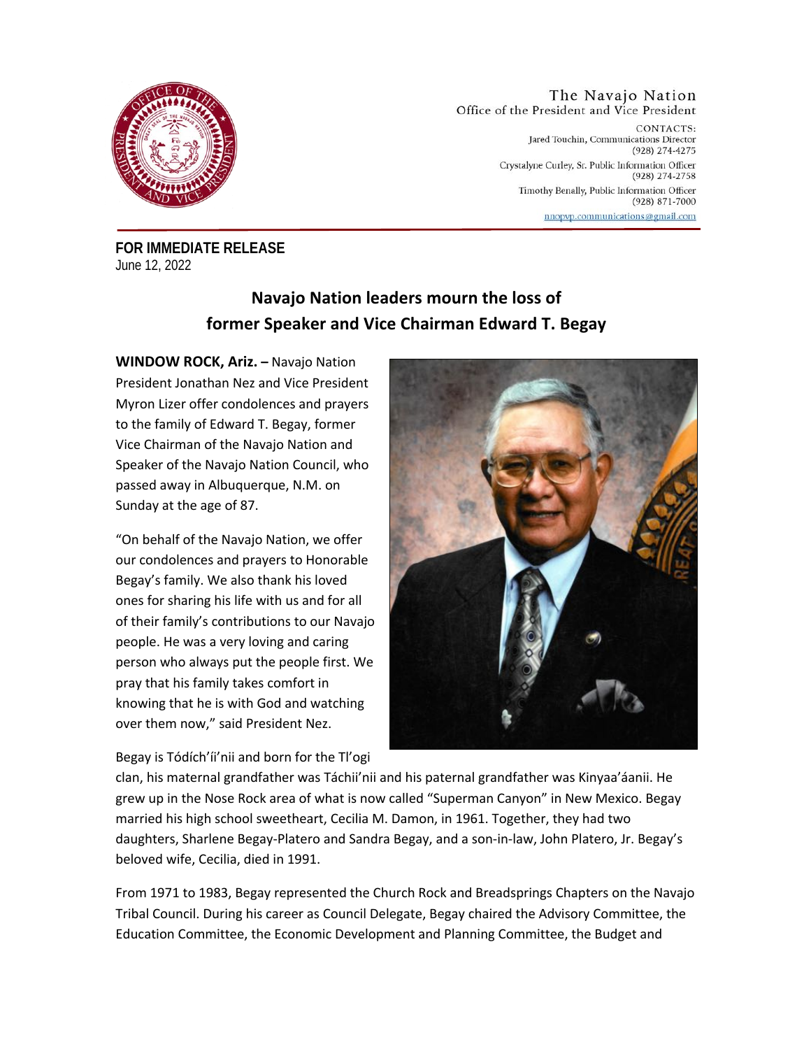The Navajo Nation
Office of the President and Vice President

CONTACTS:
Jared Touchin, Communications Director
(928) 274-4275
Crystalyne Curley, Sr. Public Information Officer
(928) 274-2758
Timothy Benally, Public Information Officer
(928) 871-7000
nnopvp.communications@gmail.com

**FOR IMMEDIATE RELEASE**
June 12, 2022

## Navajo Nation leaders mourn the loss of former Speaker and Vice Chairman Edward T. Begay

**WINDOW ROCK, Ariz. –** Navajo Nation President Jonathan Nez and Vice President Myron Lizer offer condolences and prayers to the family of Edward T. Begay, former Vice Chairman of the Navajo Nation and Speaker of the Navajo Nation Council, who passed away in Albuquerque, N.M. on Sunday at the age of 87.

"On behalf of the Navajo Nation, we offer our condolences and prayers to Honorable Begay's family. We also thank his loved ones for sharing his life with us and for all of their family's contributions to our Navajo people. He was a very loving and caring person who always put the people first. We pray that his family takes comfort in knowing that he is with God and watching over them now," said President Nez.

Begay is Tódích'íi'nii and born for the Tl'ogi clan, his maternal grandfather was Táchii'nii and his paternal grandfather was Kinyaa'áanii. He grew up in the Nose Rock area of what is now called "Superman Canyon" in New Mexico. Begay married his high school sweetheart, Cecilia M. Damon, in 1961. Together, they had two daughters, Sharlene Begay-Platero and Sandra Begay, and a son-in-law, John Platero, Jr. Begay's beloved wife, Cecilia, died in 1991.

From 1971 to 1983, Begay represented the Church Rock and Breadsprings Chapters on the Navajo Tribal Council. During his career as Council Delegate, Begay chaired the Advisory Committee, the Education Committee, the Economic Development and Planning Committee, the Budget and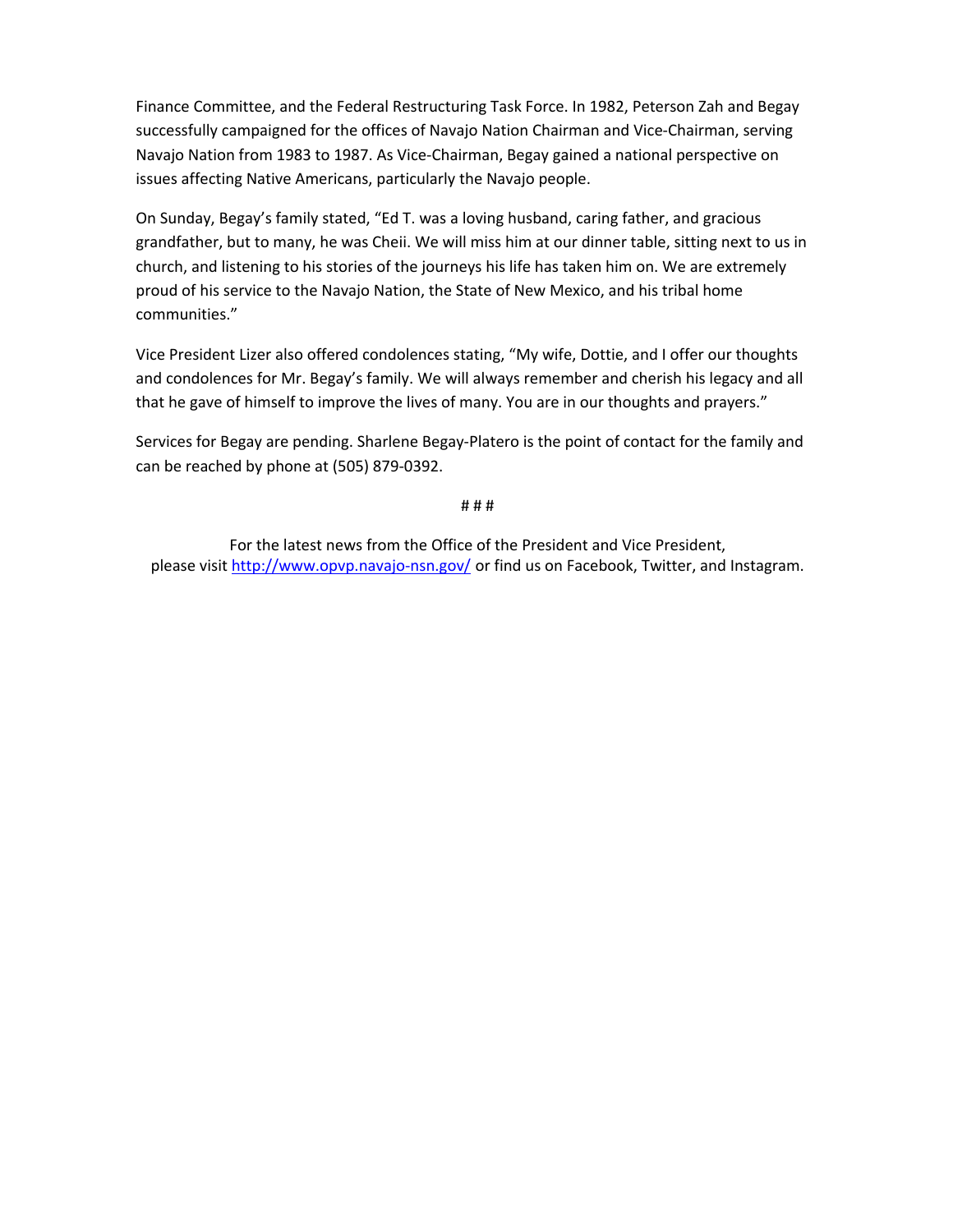Finance Committee, and the Federal Restructuring Task Force. In 1982, Peterson Zah and Begay successfully campaigned for the offices of Navajo Nation Chairman and Vice-Chairman, serving Navajo Nation from 1983 to 1987. As Vice-Chairman, Begay gained a national perspective on issues affecting Native Americans, particularly the Navajo people.

On Sunday, Begay's family stated, "Ed T. was a loving husband, caring father, and gracious grandfather, but to many, he was Cheii. We will miss him at our dinner table, sitting next to us in church, and listening to his stories of the journeys his life has taken him on. We are extremely proud of his service to the Navajo Nation, the State of New Mexico, and his tribal home communities."

Vice President Lizer also offered condolences stating, "My wife, Dottie, and I offer our thoughts and condolences for Mr. Begay's family. We will always remember and cherish his legacy and all that he gave of himself to improve the lives of many. You are in our thoughts and prayers."

Services for Begay are pending. Sharlene Begay-Platero is the point of contact for the family and can be reached by phone at (505) 879-0392.

# # #

For the latest news from the Office of the President and Vice President, please visit http://www.opvp.navajo-nsn.gov/ or find us on Facebook, Twitter, and Instagram.